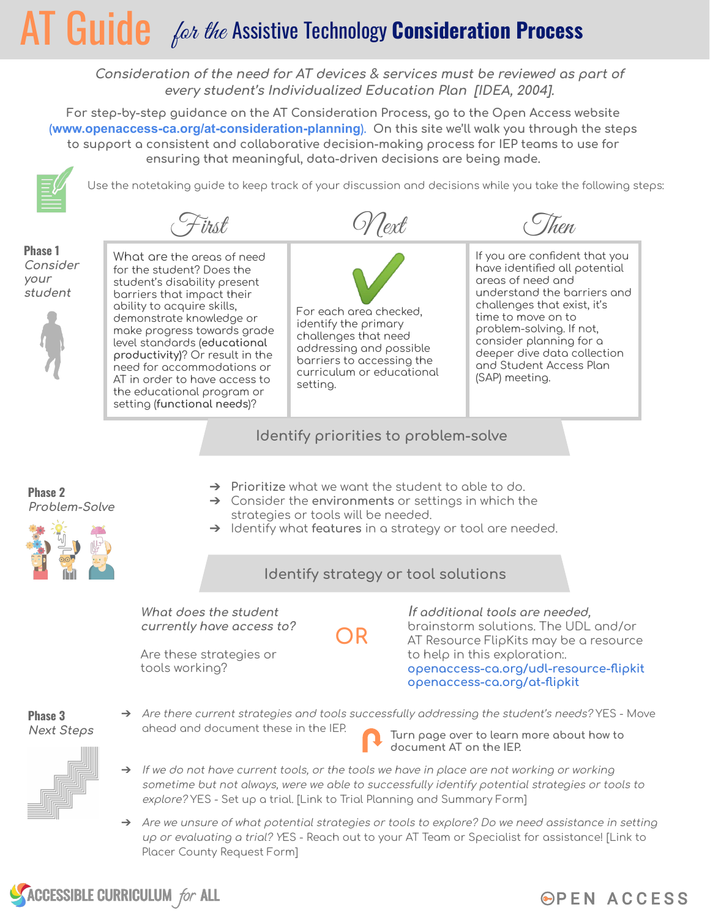# AT Guide *for the* Assistive Technology **Consideration Process**

*Consideration of the need for AT devices & services must be reviewed as part of every student's Individualized Education Plan [IDEA, 2004].*

For step-by-step guidance on the AT Consideration Process, go to the Open Access website (**www.openaccess-ca.org/at-consideration-planning**). On this site we'll walk you through the steps to support a consistent and collaborative decision-making process for IEP teams to use for ensuring that meaningful, data-driven decisions are being made.

Use the notetaking guide to keep track of your discussion and decisions while you take the following steps:

## Phase 1
*Consider your student*

| First | Next | Then |
| --- | --- | --- |
| What are the areas of need for the student? Does the student's disability present barriers that impact their ability to acquire skills, demonstrate knowledge or make progress towards grade level standards (**educational productivity**)? Or result in the need for accommodations or AT in order to have access to the educational program or setting (**functional needs**)? | For each area checked, identify the primary challenges that need addressing and possible barriers to accessing the curriculum or educational setting. | If you are confident that you have identified all potential areas of need and understand the barriers and challenges that exist, it's time to move on to problem-solving. If not, consider planning for a deeper dive data collection and Student Access Plan (SAP) meeting. |

**Identify priorities to problem-solve**

## Phase 2
*Problem-Solve*

- Prioritize what we want the student to able to do.
- Consider the **environments** or settings in which the strategies or tools will be needed.
- Identify what **features** in a strategy or tool are needed.

**Identify strategy or tool solutions**

*What does the student currently have access to?*

Are these strategies or tools working?

OR

*If additional tools are needed,* brainstorm solutions. The UDL and/or AT Resource FlipKits may be a resource to help in this exploration:.
openaccess-ca.org/udl-resource-flipkit
openaccess-ca.org/at-flipkit

## Phase 3
*Next Steps*

- *Are there current strategies and tools successfully addressing the student's needs?* YES - Move ahead and document these in the IEP.

  Turn page over to learn more about how to document AT on the IEP.

- *If we do not have current tools, or the tools we have in place are not working or working sometime but not always, were we able to successfully identify potential strategies or tools to explore?* YES - Set up a trial. [Link to Trial Planning and Summary Form]

- *Are we unsure of what potential strategies or tools to explore? Do we need assistance in setting up or evaluating a trial?* YES - Reach out to your AT Team or Specialist for assistance! [Link to Placer County Request Form]

ACCESSIBLE CURRICULUM *for* ALL

OPEN ACCESS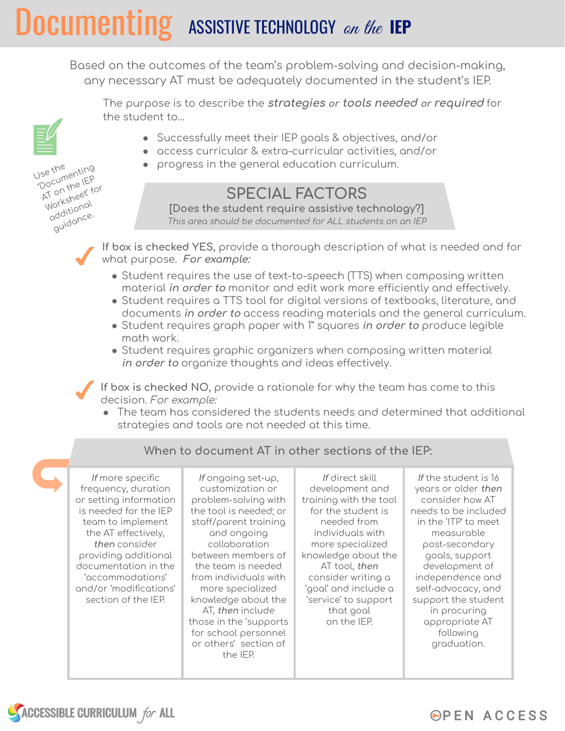# Documenting ASSISTIVE TECHNOLOGY *on the* IEP

Based on the outcomes of the team's problem-solving and decision-making, any necessary AT must be adequately documented in the student's IEP.

The purpose is to describe the ***strategies*** *or* ***tools needed*** *or* ***required*** for the student to...

- Successfully meet their IEP goals & objectives, and/or
- access curricular & extra-curricular activities, and/or
- progress in the general education curriculum.

Use the 'Documenting AT on the IEP Worksheet' for additional guidance.

## SPECIAL FACTORS

[Does the student require assistive technology?]

*This area should be documented for ALL students on an IEP*

**If box is checked YES,** provide a thorough description of what is needed and for what purpose. ***For example:***

- Student requires the use of text-to-speech (TTS) when composing written material ***in order to*** monitor and edit work more efficiently and effectively.
- Student requires a TTS tool for digital versions of textbooks, literature, and documents ***in order to*** access reading materials and the general curriculum.
- Student requires graph paper with 1" squares ***in order to*** produce legible math work.
- Student requires graphic organizers when composing written material ***in order to*** organize thoughts and ideas effectively.

**If box is checked NO,** provide a rationale for why the team has come to this decision. *For example:*

- The team has considered the students needs and determined that additional strategies and tools are not needed at this time.

## When to document AT in other sections of the IEP:

| | | | |
|---|---|---|---|
| *If* more specific frequency, duration or setting information is needed for the IEP team to implement the AT effectively, *then* consider providing additional documentation in the 'accommodations' and/or 'modifications' section of the IEP. | *If* ongoing set-up, customization or problem-solving with the tool is needed; or staff/parent training and ongoing collaboration between members of the team is needed from individuals with more specialized knowledge about the AT, *then* include those in the 'supports for school personnel or others' section of the IEP. | *If* direct skill development and training with the tool for the student is needed from individuals with more specialized knowledge about the AT tool, *then* consider writing a 'goal' and include a 'service' to support that goal on the IEP. | *If* the student is 16 years or older *then* consider how AT needs to be included in the 'ITP' to meet measurable post-secondary goals, support development of independence and self-advocacy, and support the student in procuring appropriate AT following graduation. |

ACCESSIBLE CURRICULUM *for* ALL

OPEN ACCESS